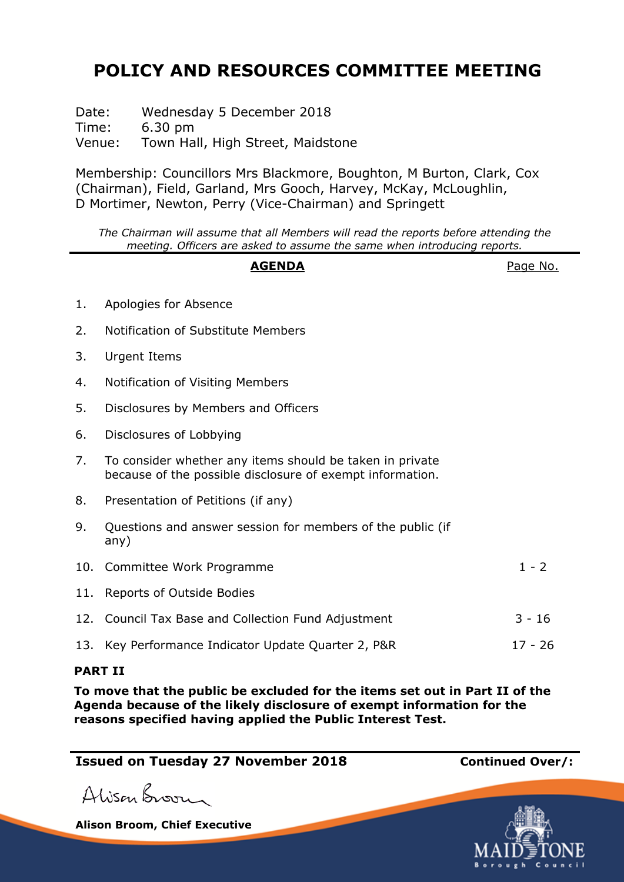# POLICY AND RESOURCES COMMITTEE MEETING

Date: Wednesday 5 December 2018
Time: 6.30 pm
Venue: Town Hall, High Street, Maidstone

Membership: Councillors Mrs Blackmore, Boughton, M Burton, Clark, Cox (Chairman), Field, Garland, Mrs Gooch, Harvey, McKay, McLoughlin, D Mortimer, Newton, Perry (Vice-Chairman) and Springett

*The Chairman will assume that all Members will read the reports before attending the meeting. Officers are asked to assume the same when introducing reports.*

| | **AGENDA** | Page No. |
|---|---|---|
| 1. | Apologies for Absence | |
| 2. | Notification of Substitute Members | |
| 3. | Urgent Items | |
| 4. | Notification of Visiting Members | |
| 5. | Disclosures by Members and Officers | |
| 6. | Disclosures of Lobbying | |
| 7. | To consider whether any items should be taken in private because of the possible disclosure of exempt information. | |
| 8. | Presentation of Petitions (if any) | |
| 9. | Questions and answer session for members of the public (if any) | |
| 10. | Committee Work Programme | 1 - 2 |
| 11. | Reports of Outside Bodies | |
| 12. | Council Tax Base and Collection Fund Adjustment | 3 - 16 |
| 13. | Key Performance Indicator Update Quarter 2, P&R | 17 - 26 |

**PART II**

**To move that the public be excluded for the items set out in Part II of the Agenda because of the likely disclosure of exempt information for the reasons specified having applied the Public Interest Test.**

**Issued on Tuesday 27 November 2018** **Continued Over/:**

Alison Broom

**Alison Broom, Chief Executive**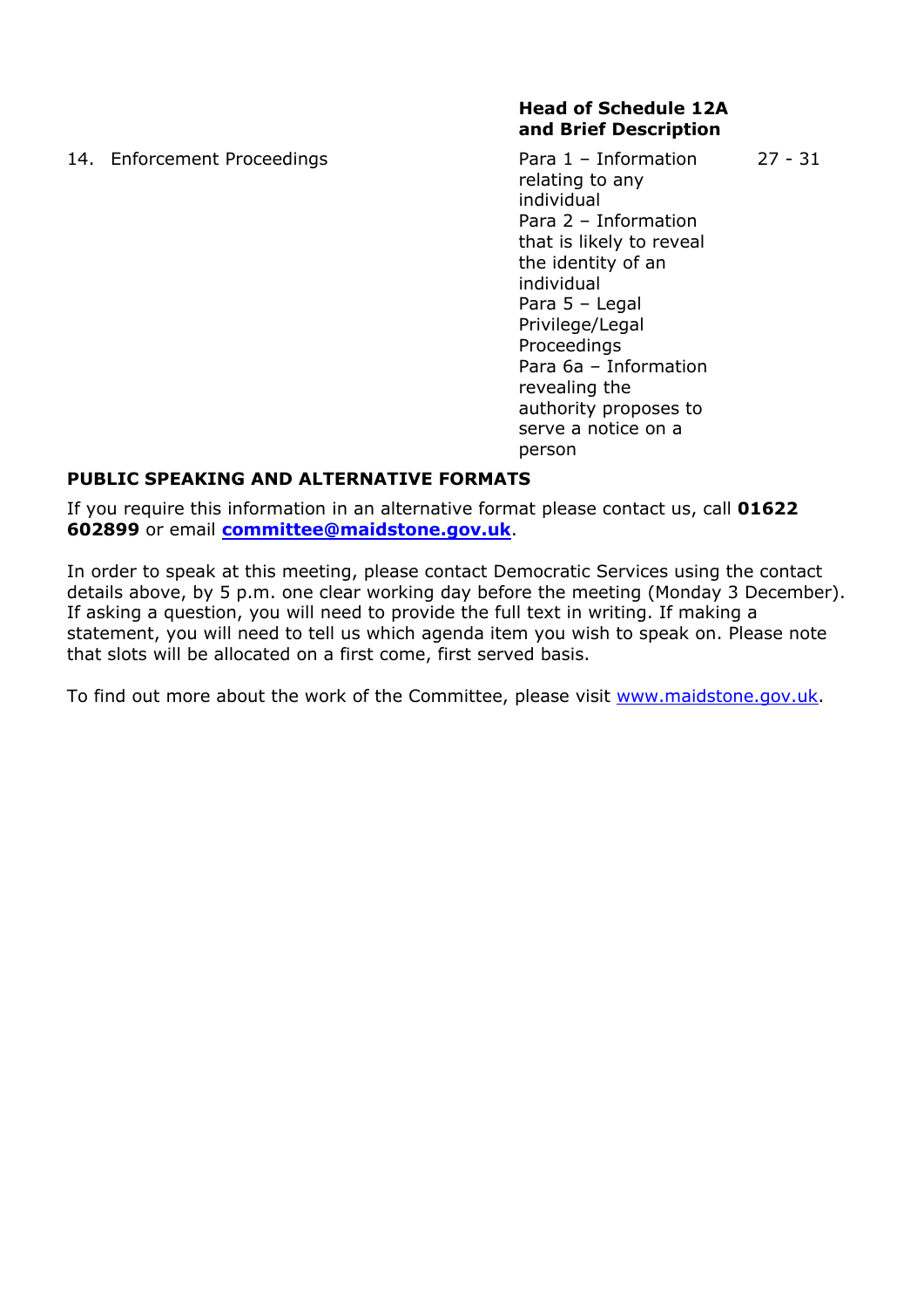| | Head of Schedule 12A and Brief Description | |
|---|---|---|
| 14. Enforcement Proceedings | Para 1 – Information relating to any individual<br>Para 2 – Information that is likely to reveal the identity of an individual<br>Para 5 – Legal Privilege/Legal Proceedings<br>Para 6a – Information revealing the authority proposes to serve a notice on a person | 27 - 31 |

**PUBLIC SPEAKING AND ALTERNATIVE FORMATS**

If you require this information in an alternative format please contact us, call **01622 602899** or email **committee@maidstone.gov.uk**.

In order to speak at this meeting, please contact Democratic Services using the contact details above, by 5 p.m. one clear working day before the meeting (Monday 3 December). If asking a question, you will need to provide the full text in writing. If making a statement, you will need to tell us which agenda item you wish to speak on. Please note that slots will be allocated on a first come, first served basis.

To find out more about the work of the Committee, please visit www.maidstone.gov.uk.